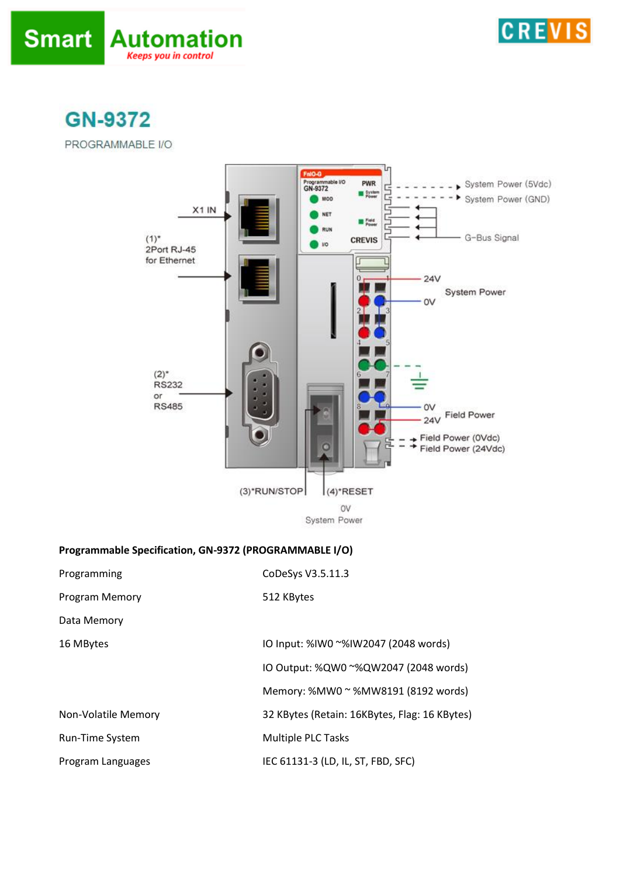# GN-9372

PROGRAMMABLE I/O

**Programmable Specification, GN-9372 (PROGRAMMABLE I/O)**

| | |
|---|---|
| Programming | CoDeSys V3.5.11.3 |
| Program Memory | 512 KBytes |
| Data Memory | |
| 16 MBytes | IO Input: %IW0 ~%IW2047 (2048 words) |
| | IO Output: %QW0 ~%QW2047 (2048 words) |
| | Memory: %MW0 ~ %MW8191 (8192 words) |
| Non-Volatile Memory | 32 KBytes (Retain: 16KBytes, Flag: 16 KBytes) |
| Run-Time System | Multiple PLC Tasks |
| Program Languages | IEC 61131-3 (LD, IL, ST, FBD, SFC) |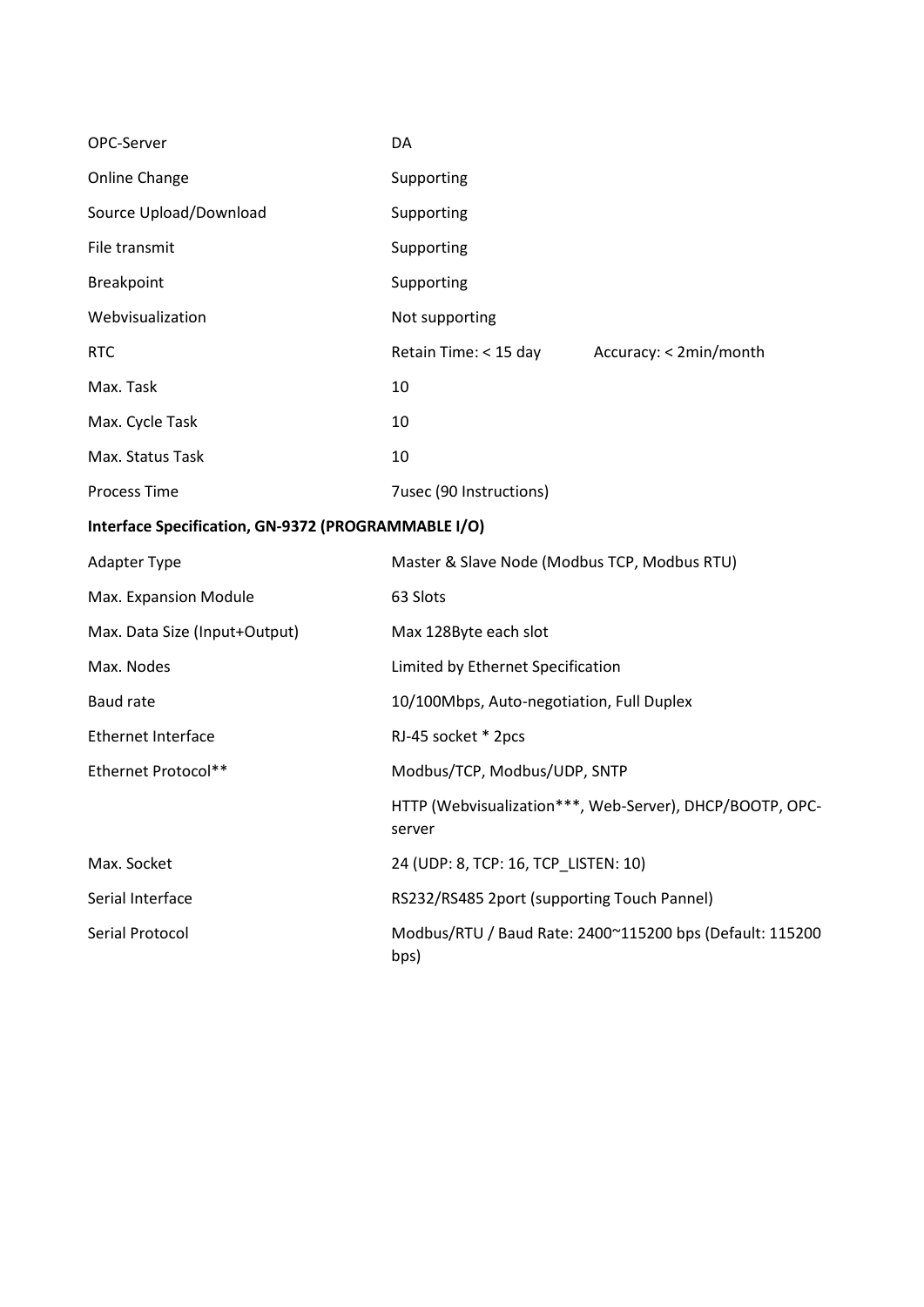| | | |
|---|---|---|
| OPC-Server | DA | |
| Online Change | Supporting | |
| Source Upload/Download | Supporting | |
| File transmit | Supporting | |
| Breakpoint | Supporting | |
| Webvisualization | Not supporting | |
| RTC | Retain Time: < 15 day | Accuracy: < 2min/month |
| Max. Task | 10 | |
| Max. Cycle Task | 10 | |
| Max. Status Task | 10 | |
| Process Time | 7usec (90 Instructions) | |

**Interface Specification, GN-9372 (PROGRAMMABLE I/O)**

| | |
|---|---|
| Adapter Type | Master & Slave Node (Modbus TCP, Modbus RTU) |
| Max. Expansion Module | 63 Slots |
| Max. Data Size (Input+Output) | Max 128Byte each slot |
| Max. Nodes | Limited by Ethernet Specification |
| Baud rate | 10/100Mbps, Auto-negotiation, Full Duplex |
| Ethernet Interface | RJ-45 socket * 2pcs |
| Ethernet Protocol** | Modbus/TCP, Modbus/UDP, SNTP |
| | HTTP (Webvisualization***, Web-Server), DHCP/BOOTP, OPC-server |
| Max. Socket | 24 (UDP: 8, TCP: 16, TCP_LISTEN: 10) |
| Serial Interface | RS232/RS485 2port (supporting Touch Pannel) |
| Serial Protocol | Modbus/RTU / Baud Rate: 2400~115200 bps (Default: 115200 bps) |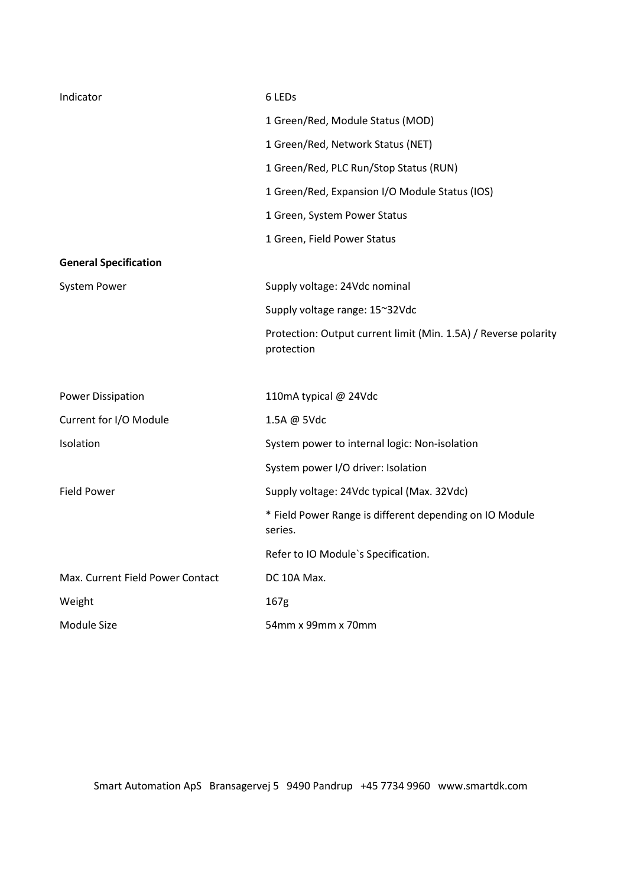| | |
|---|---|
| Indicator | 6 LEDs |
| | 1 Green/Red, Module Status (MOD) |
| | 1 Green/Red, Network Status (NET) |
| | 1 Green/Red, PLC Run/Stop Status (RUN) |
| | 1 Green/Red, Expansion I/O Module Status (IOS) |
| | 1 Green, System Power Status |
| | 1 Green, Field Power Status |
| **General Specification** | |
| System Power | Supply voltage: 24Vdc nominal |
| | Supply voltage range: 15~32Vdc |
| | Protection: Output current limit (Min. 1.5A) / Reverse polarity protection |
| Power Dissipation | 110mA typical @ 24Vdc |
| Current for I/O Module | 1.5A @ 5Vdc |
| Isolation | System power to internal logic: Non-isolation |
| | System power I/O driver: Isolation |
| Field Power | Supply voltage: 24Vdc typical (Max. 32Vdc) |
| | * Field Power Range is different depending on IO Module series. |
| | Refer to IO Module`s Specification. |
| Max. Current Field Power Contact | DC 10A Max. |
| Weight | 167g |
| Module Size | 54mm x 99mm x 70mm |